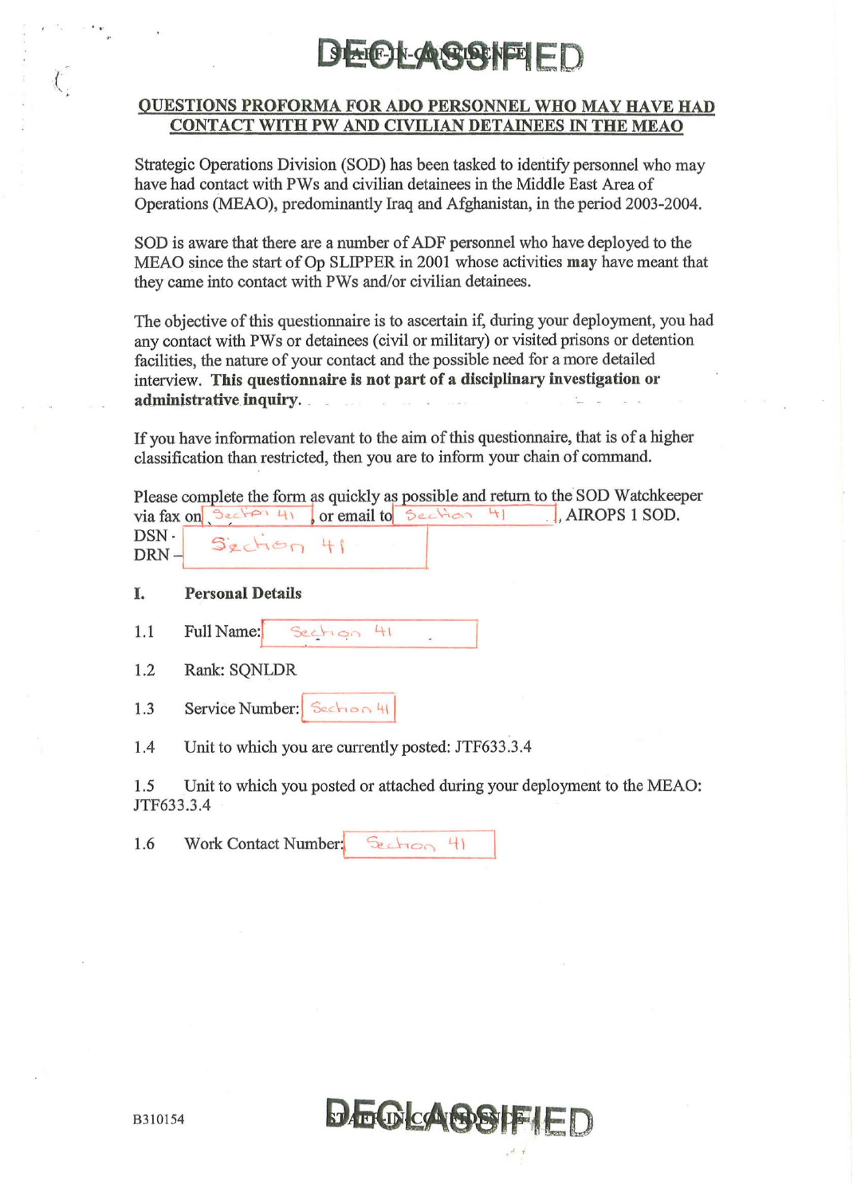DECLASSIFIED

STAFF-IN-CONFIDENCE

## QUESTIONS PROFORMA FOR ADO PERSONNEL WHO MAY HAVE HAD CONTACT WITH PW AND CIVILIAN DETAINEES IN THE MEAO

Strategic Operations Division (SOD) has been tasked to identify personnel who may have had contact with PWs and civilian detainees in the Middle East Area of Operations (MEAO), predominantly Iraq and Afghanistan, in the period 2003-2004.

SOD is aware that there are a number of ADF personnel who have deployed to the MEAO since the start of Op SLIPPER in 2001 whose activities **may** have meant that they came into contact with PWs and/or civilian detainees.

The objective of this questionnaire is to ascertain if, during your deployment, you had any contact with PWs or detainees (civil or military) or visited prisons or detention facilities, the nature of your contact and the possible need for a more detailed interview. **This questionnaire is not part of a disciplinary investigation or administrative inquiry.**

If you have information relevant to the aim of this questionnaire, that is of a higher classification than restricted, then you are to inform your chain of command.

Please complete the form as quickly as possible and return to the SOD Watchkeeper via fax on Section 41, or email to Section 41, AIROPS 1 SOD.
DSN - Section 41
DRN –

**I. Personal Details**

1.1 Full Name: Section 41

1.2 Rank: SQNLDR

1.3 Service Number: Section 41

1.4 Unit to which you are currently posted: JTF633.3.4

1.5 Unit to which you posted or attached during your deployment to the MEAO: JTF633.3.4

1.6 Work Contact Number: Section 41

B310154

DECLASSIFIED

STAFF-IN-CONFIDENCE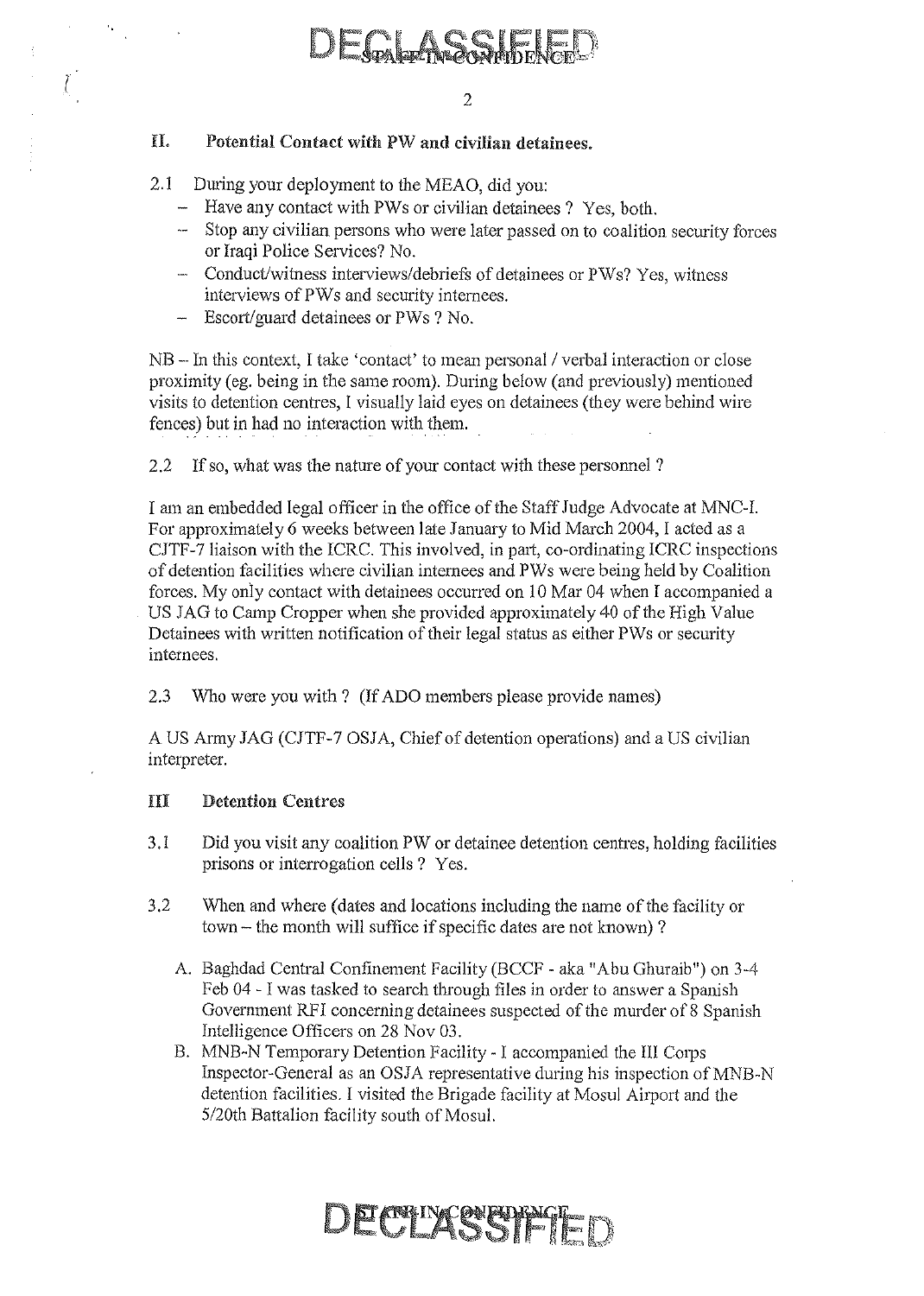## II. Potential Contact with PW and civilian detainees.

2.1 During your deployment to the MEAO, did you:

- Have any contact with PWs or civilian detainees ? Yes, both.
- Stop any civilian persons who were later passed on to coalition security forces or Iraqi Police Services? No.
- Conduct/witness interviews/debriefs of detainees or PWs? Yes, witness interviews of PWs and security internees.
- Escort/guard detainees or PWs ? No.

NB – In this context, I take 'contact' to mean personal / verbal interaction or close proximity (eg. being in the same room). During below (and previously) mentioned visits to detention centres, I visually laid eyes on detainees (they were behind wire fences) but in had no interaction with them.

2.2 If so, what was the nature of your contact with these personnel ?

I am an embedded legal officer in the office of the Staff Judge Advocate at MNC-I. For approximately 6 weeks between late January to Mid March 2004, I acted as a CJTF-7 liaison with the ICRC. This involved, in part, co-ordinating ICRC inspections of detention facilities where civilian internees and PWs were being held by Coalition forces. My only contact with detainees occurred on 10 Mar 04 when I accompanied a US JAG to Camp Cropper when she provided approximately 40 of the High Value Detainees with written notification of their legal status as either PWs or security internees.

2.3 Who were you with ? (If ADO members please provide names)

A US Army JAG (CJTF-7 OSJA, Chief of detention operations) and a US civilian interpreter.

## III Detention Centres

3.1 Did you visit any coalition PW or detainee detention centres, holding facilities prisons or interrogation cells ? Yes.

3.2 When and where (dates and locations including the name of the facility or town – the month will suffice if specific dates are not known) ?

A. Baghdad Central Confinement Facility (BCCF - aka "Abu Ghuraib") on 3-4 Feb 04 - I was tasked to search through files in order to answer a Spanish Government RFI concerning detainees suspected of the murder of 8 Spanish Intelligence Officers on 28 Nov 03.

B. MNB-N Temporary Detention Facility - I accompanied the III Corps Inspector-General as an OSJA representative during his inspection of MNB-N detention facilities. I visited the Brigade facility at Mosul Airport and the 5/20th Battalion facility south of Mosul.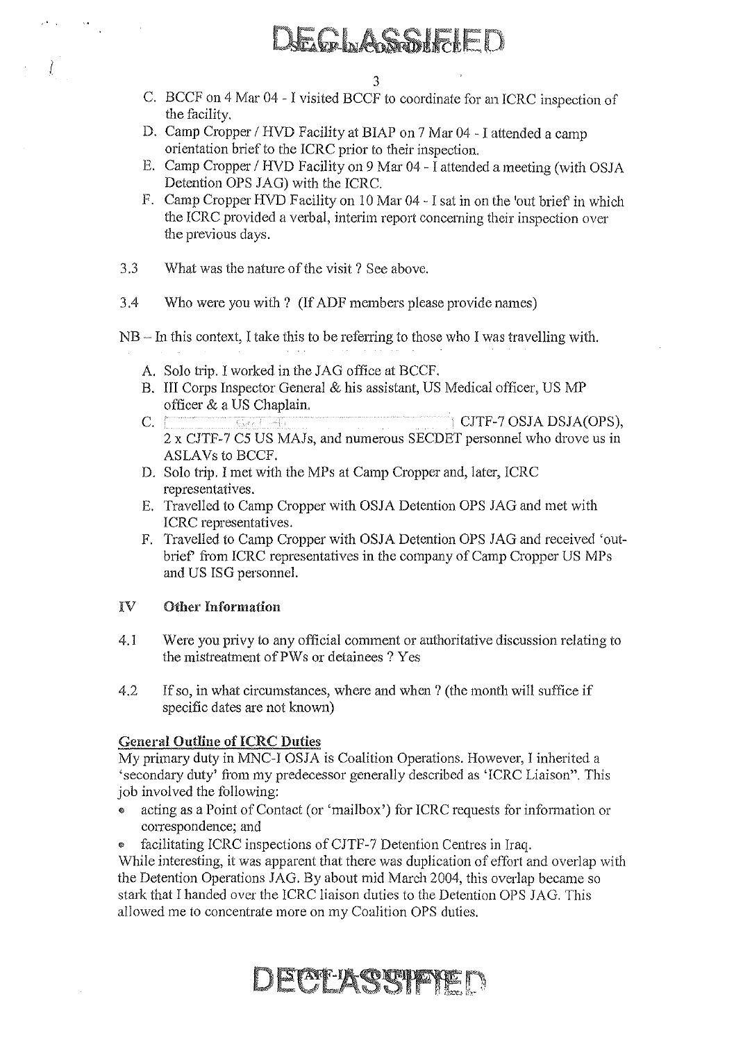C. BCCF on 4 Mar 04 - I visited BCCF to coordinate for an ICRC inspection of the facility.

D. Camp Cropper / HVD Facility at BIAP on 7 Mar 04 - I attended a camp orientation brief to the ICRC prior to their inspection.

E. Camp Cropper / HVD Facility on 9 Mar 04 - I attended a meeting (with OSJA Detention OPS JAG) with the ICRC.

F. Camp Cropper HVD Facility on 10 Mar 04 - I sat in on the 'out brief' in which the ICRC provided a verbal, interim report concerning their inspection over the previous days.

3.3 What was the nature of the visit ? See above.

3.4 Who were you with ? (If ADF members please provide names)

NB – In this context, I take this to be referring to those who I was travelling with.

A. Solo trip. I worked in the JAG office at BCCF.

B. III Corps Inspector General & his assistant, US Medical officer, US MP officer & a US Chaplain.

C. [redacted] CJTF-7 OSJA DSJA(OPS), 2 x CJTF-7 C5 US MAJs, and numerous SECDET personnel who drove us in ASLAVs to BCCF.

D. Solo trip. I met with the MPs at Camp Cropper and, later, ICRC representatives.

E. Travelled to Camp Cropper with OSJA Detention OPS JAG and met with ICRC representatives.

F. Travelled to Camp Cropper with OSJA Detention OPS JAG and received 'out-brief' from ICRC representatives in the company of Camp Cropper US MPs and US ISG personnel.

## IV Other Information

4.1 Were you privy to any official comment or authoritative discussion relating to the mistreatment of PWs or detainees ? Yes

4.2 If so, in what circumstances, where and when ? (the month will suffice if specific dates are not known)

**General Outline of ICRC Duties**

My primary duty in MNC-I OSJA is Coalition Operations. However, I inherited a 'secondary duty' from my predecessor generally described as 'ICRC Liaison". This job involved the following:

- acting as a Point of Contact (or 'mailbox') for ICRC requests for information or correspondence; and
- facilitating ICRC inspections of CJTF-7 Detention Centres in Iraq.

While interesting, it was apparent that there was duplication of effort and overlap with the Detention Operations JAG. By about mid March 2004, this overlap became so stark that I handed over the ICRC liaison duties to the Detention OPS JAG. This allowed me to concentrate more on my Coalition OPS duties.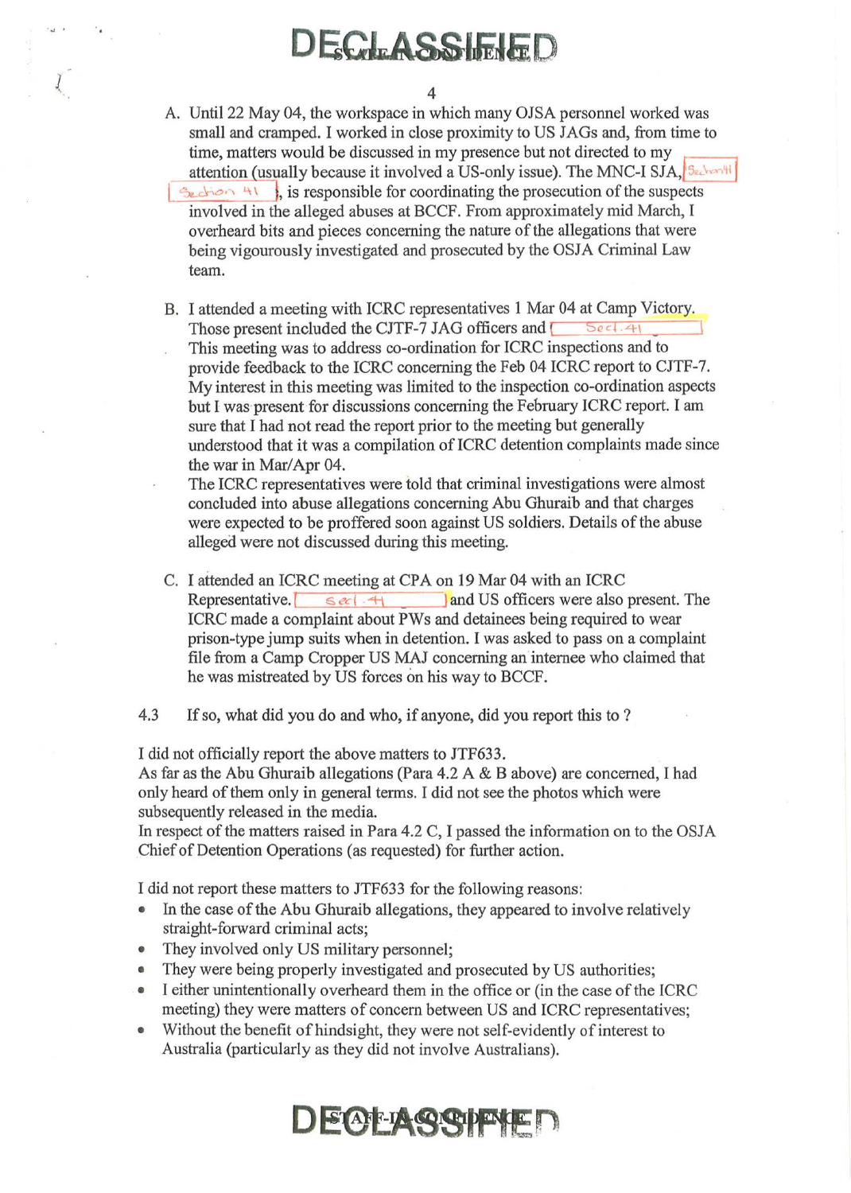A. Until 22 May 04, the workspace in which many OJSA personnel worked was small and cramped. I worked in close proximity to US JAGs and, from time to time, matters would be discussed in my presence but not directed to my attention (usually because it involved a US-only issue). The MNC-I SJA, [Section 41] [Section 41], is responsible for coordinating the prosecution of the suspects involved in the alleged abuses at BCCF. From approximately mid March, I overheard bits and pieces concerning the nature of the allegations that were being vigourously investigated and prosecuted by the OSJA Criminal Law team.

B. I attended a meeting with ICRC representatives 1 Mar 04 at Camp Victory. Those present included the CJTF-7 JAG officers and [Sect. 41] This meeting was to address co-ordination for ICRC inspections and to provide feedback to the ICRC concerning the Feb 04 ICRC report to CJTF-7. My interest in this meeting was limited to the inspection co-ordination aspects but I was present for discussions concerning the February ICRC report. I am sure that I had not read the report prior to the meeting but generally understood that it was a compilation of ICRC detention complaints made since the war in Mar/Apr 04.
The ICRC representatives were told that criminal investigations were almost concluded into abuse allegations concerning Abu Ghuraib and that charges were expected to be proffered soon against US soldiers. Details of the abuse alleged were not discussed during this meeting.

C. I attended an ICRC meeting at CPA on 19 Mar 04 with an ICRC Representative. [Sect. 41] and US officers were also present. The ICRC made a complaint about PWs and detainees being required to wear prison-type jump suits when in detention. I was asked to pass on a complaint file from a Camp Cropper US MAJ concerning an internee who claimed that he was mistreated by US forces on his way to BCCF.

4.3 If so, what did you do and who, if anyone, did you report this to ?

I did not officially report the above matters to JTF633.
As far as the Abu Ghuraib allegations (Para 4.2 A & B above) are concerned, I had only heard of them only in general terms. I did not see the photos which were subsequently released in the media.
In respect of the matters raised in Para 4.2 C, I passed the information on to the OSJA Chief of Detention Operations (as requested) for further action.

I did not report these matters to JTF633 for the following reasons:

- In the case of the Abu Ghuraib allegations, they appeared to involve relatively straight-forward criminal acts;
- They involved only US military personnel;
- They were being properly investigated and prosecuted by US authorities;
- I either unintentionally overheard them in the office or (in the case of the ICRC meeting) they were matters of concern between US and ICRC representatives;
- Without the benefit of hindsight, they were not self-evidently of interest to Australia (particularly as they did not involve Australians).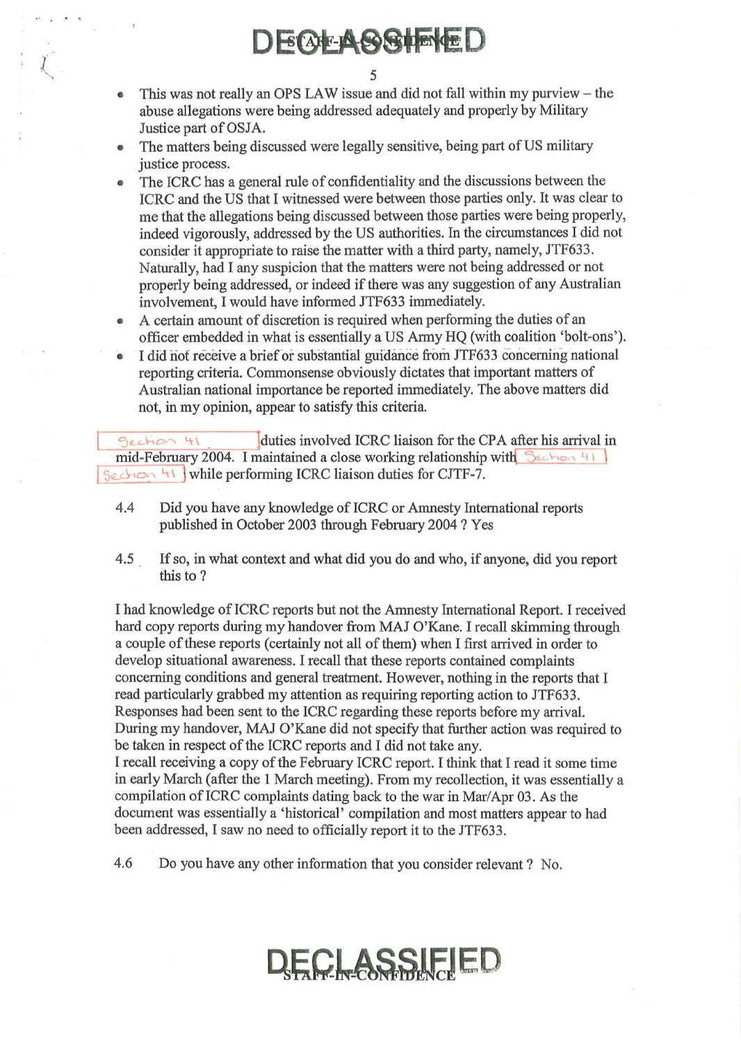- This was not really an OPS LAW issue and did not fall within my purview – the abuse allegations were being addressed adequately and properly by Military Justice part of OSJA.
- The matters being discussed were legally sensitive, being part of US military justice process.
- The ICRC has a general rule of confidentiality and the discussions between the ICRC and the US that I witnessed were between those parties only. It was clear to me that the allegations being discussed between those parties were being properly, indeed vigorously, addressed by the US authorities. In the circumstances I did not consider it appropriate to raise the matter with a third party, namely, JTF633. Naturally, had I any suspicion that the matters were not being addressed or not properly being addressed, or indeed if there was any suggestion of any Australian involvement, I would have informed JTF633 immediately.
- A certain amount of discretion is required when performing the duties of an officer embedded in what is essentially a US Army HQ (with coalition 'bolt-ons').
- I did not receive a brief or substantial guidance from JTF633 concerning national reporting criteria. Commonsense obviously dictates that important matters of Australian national importance be reported immediately. The above matters did not, in my opinion, appear to satisfy this criteria.

Section 41 duties involved ICRC liaison for the CPA after his arrival in mid-February 2004. I maintained a close working relationship with Section 41 Section 41 while performing ICRC liaison duties for CJTF-7.

4.4 Did you have any knowledge of ICRC or Amnesty International reports published in October 2003 through February 2004 ? Yes

4.5 If so, in what context and what did you do and who, if anyone, did you report this to ?

I had knowledge of ICRC reports but not the Amnesty International Report. I received hard copy reports during my handover from MAJ O'Kane. I recall skimming through a couple of these reports (certainly not all of them) when I first arrived in order to develop situational awareness. I recall that these reports contained complaints concerning conditions and general treatment. However, nothing in the reports that I read particularly grabbed my attention as requiring reporting action to JTF633. Responses had been sent to the ICRC regarding these reports before my arrival. During my handover, MAJ O'Kane did not specify that further action was required to be taken in respect of the ICRC reports and I did not take any.
I recall receiving a copy of the February ICRC report. I think that I read it some time in early March (after the 1 March meeting). From my recollection, it was essentially a compilation of ICRC complaints dating back to the war in Mar/Apr 03. As the document was essentially a 'historical' compilation and most matters appear to had been addressed, I saw no need to officially report it to the JTF633.

4.6 Do you have any other information that you consider relevant ? No.